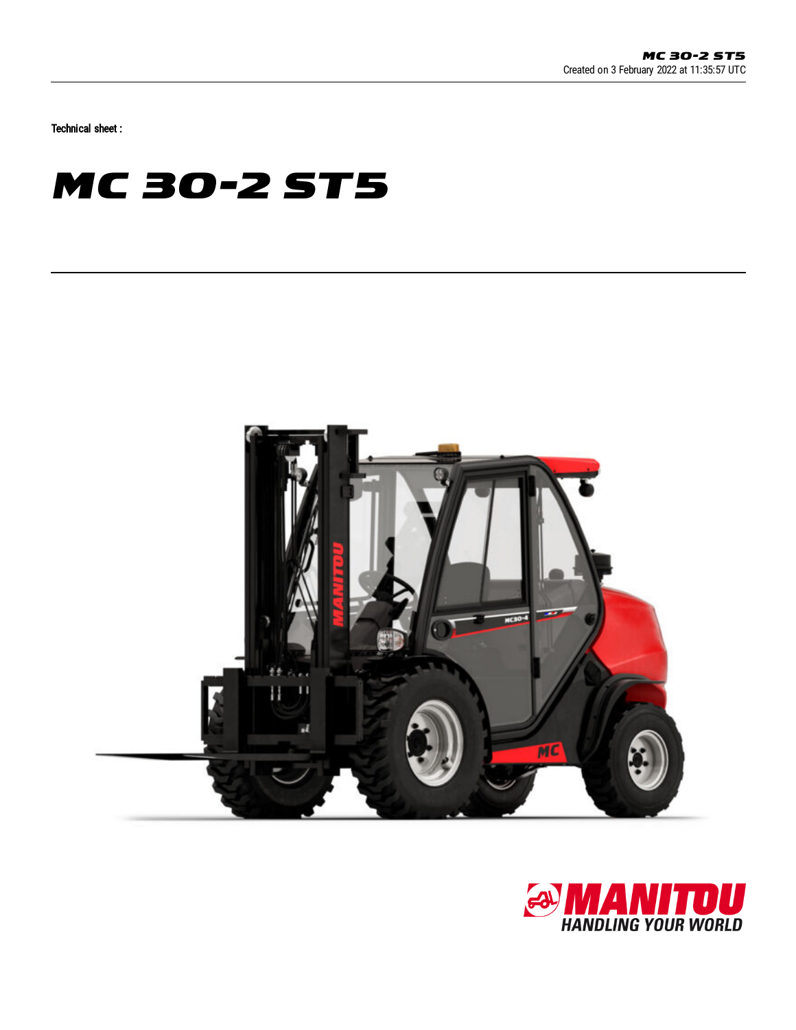MC 30-2 ST5
Created on 3 February 2022 at 11:35:57 UTC

Technical sheet :

# MC 30-2 ST5

MANITOU
HANDLING YOUR WORLD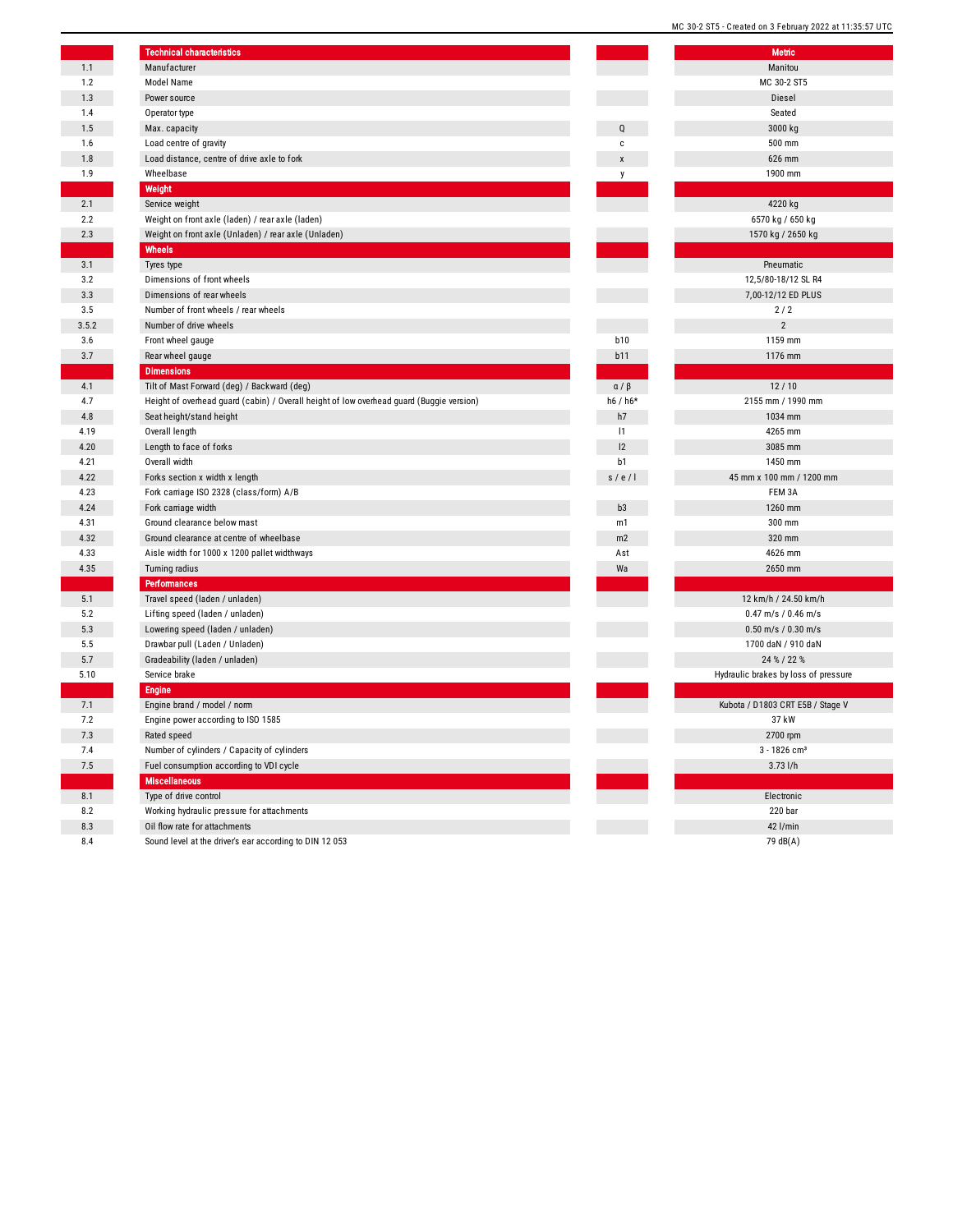| | Technical characteristics | | Metric |
|---|---|---|---|
| 1.1 | Manufacturer | | Manitou |
| 1.2 | Model Name | | MC 30-2 ST5 |
| 1.3 | Power source | | Diesel |
| 1.4 | Operator type | | Seated |
| 1.5 | Max. capacity | Q | 3000 kg |
| 1.6 | Load centre of gravity | c | 500 mm |
| 1.8 | Load distance, centre of drive axle to fork | x | 626 mm |
| 1.9 | Wheelbase | y | 1900 mm |
| | **Weight** | | |
| 2.1 | Service weight | | 4220 kg |
| 2.2 | Weight on front axle (laden) / rear axle (laden) | | 6570 kg / 650 kg |
| 2.3 | Weight on front axle (Unladen) / rear axle (Unladen) | | 1570 kg / 2650 kg |
| | **Wheels** | | |
| 3.1 | Tyres type | | Pneumatic |
| 3.2 | Dimensions of front wheels | | 12,5/80-18/12 SL R4 |
| 3.3 | Dimensions of rear wheels | | 7,00-12/12 ED PLUS |
| 3.5 | Number of front wheels / rear wheels | | 2 / 2 |
| 3.5.2 | Number of drive wheels | | 2 |
| 3.6 | Front wheel gauge | b10 | 1159 mm |
| 3.7 | Rear wheel gauge | b11 | 1176 mm |
| | **Dimensions** | | |
| 4.1 | Tilt of Mast Forward (deg) / Backward (deg) | α / β | 12 / 10 |
| 4.7 | Height of overhead guard (cabin) / Overall height of low overhead guard (Buggie version) | h6 / h6* | 2155 mm / 1990 mm |
| 4.8 | Seat height/stand height | h7 | 1034 mm |
| 4.19 | Overall length | l1 | 4265 mm |
| 4.20 | Length to face of forks | l2 | 3085 mm |
| 4.21 | Overall width | b1 | 1450 mm |
| 4.22 | Forks section x width x length | s / e / l | 45 mm x 100 mm / 1200 mm |
| 4.23 | Fork carriage ISO 2328 (class/form) A/B | | FEM 3A |
| 4.24 | Fork carriage width | b3 | 1260 mm |
| 4.31 | Ground clearance below mast | m1 | 300 mm |
| 4.32 | Ground clearance at centre of wheelbase | m2 | 320 mm |
| 4.33 | Aisle width for 1000 x 1200 pallet widthways | Ast | 4626 mm |
| 4.35 | Turning radius | Wa | 2650 mm |
| | **Performances** | | |
| 5.1 | Travel speed (laden / unladen) | | 12 km/h / 24.50 km/h |
| 5.2 | Lifting speed (laden / unladen) | | 0.47 m/s / 0.46 m/s |
| 5.3 | Lowering speed (laden / unladen) | | 0.50 m/s / 0.30 m/s |
| 5.5 | Drawbar pull (Laden / Unladen) | | 1700 daN / 910 daN |
| 5.7 | Gradeability (laden / unladen) | | 24 % / 22 % |
| 5.10 | Service brake | | Hydraulic brakes by loss of pressure |
| | **Engine** | | |
| 7.1 | Engine brand / model / norm | | Kubota / D1803 CRT E5B / Stage V |
| 7.2 | Engine power according to ISO 1585 | | 37 kW |
| 7.3 | Rated speed | | 2700 rpm |
| 7.4 | Number of cylinders / Capacity of cylinders | | 3 - 1826 cm³ |
| 7.5 | Fuel consumption according to VDI cycle | | 3.73 l/h |
| | **Miscellaneous** | | |
| 8.1 | Type of drive control | | Electronic |
| 8.2 | Working hydraulic pressure for attachments | | 220 bar |
| 8.3 | Oil flow rate for attachments | | 42 l/min |
| 8.4 | Sound level at the driver's ear according to DIN 12 053 | | 79 dB(A) |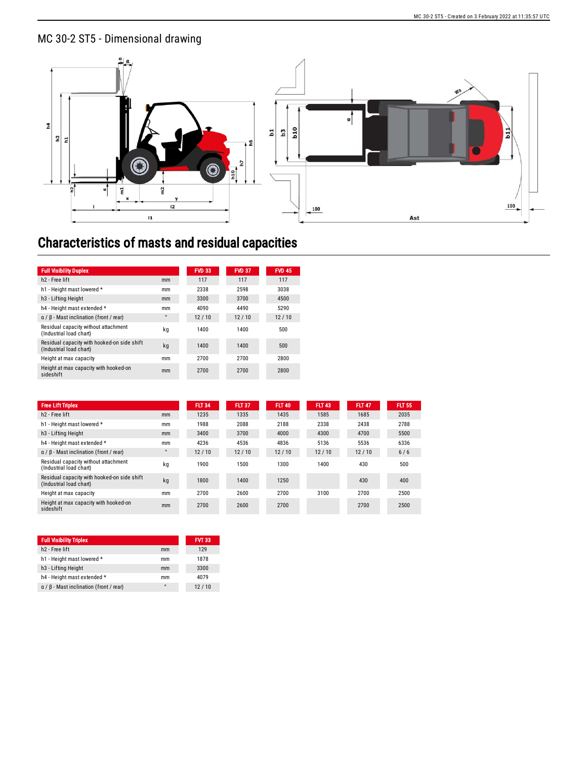## MC 30-2 ST5 - Dimensional drawing

# Characteristics of masts and residual capacities

| Full Visibility Duplex | | FVD 33 | FVD 37 | FVD 45 |
|---|---|---|---|---|
| h2 - Free lift | mm | 117 | 117 | 117 |
| h1 - Height mast lowered * | mm | 2338 | 2598 | 3038 |
| h3 - Lifting Height | mm | 3300 | 3700 | 4500 |
| h4 - Height mast extended * | mm | 4090 | 4490 | 5290 |
| α / β - Mast inclination (front / rear) | ° | 12 / 10 | 12 / 10 | 12 / 10 |
| Residual capacity without attachment (Industrial load chart) | kg | 1400 | 1400 | 500 |
| Residual capacity with hooked-on side shift (Industrial load chart) | kg | 1400 | 1400 | 500 |
| Height at max capacity | mm | 2700 | 2700 | 2800 |
| Height at max capacity with hooked-on sideshift | mm | 2700 | 2700 | 2800 |

| Free Lift Triplex | | FLT 34 | FLT 37 | FLT 40 | FLT 43 | FLT 47 | FLT 55 |
|---|---|---|---|---|---|---|---|
| h2 - Free lift | mm | 1235 | 1335 | 1435 | 1585 | 1685 | 2035 |
| h1 - Height mast lowered * | mm | 1988 | 2088 | 2188 | 2338 | 2438 | 2788 |
| h3 - Lifting Height | mm | 3400 | 3700 | 4000 | 4300 | 4700 | 5500 |
| h4 - Height mast extended * | mm | 4236 | 4536 | 4836 | 5136 | 5536 | 6336 |
| α / β - Mast inclination (front / rear) | ° | 12 / 10 | 12 / 10 | 12 / 10 | 12 / 10 | 12 / 10 | 6 / 6 |
| Residual capacity without attachment (Industrial load chart) | kg | 1900 | 1500 | 1300 | 1400 | 430 | 500 |
| Residual capacity with hooked-on side shift (Industrial load chart) | kg | 1800 | 1400 | 1250 | | 430 | 400 |
| Height at max capacity | mm | 2700 | 2600 | 2700 | 3100 | 2700 | 2500 |
| Height at max capacity with hooked-on sideshift | mm | 2700 | 2600 | 2700 | | 2700 | 2500 |

| Full Visibility Triplex | | FVT 33 |
|---|---|---|
| h2 - Free lift | mm | 129 |
| h1 - Height mast lowered * | mm | 1878 |
| h3 - Lifting Height | mm | 3300 |
| h4 - Height mast extended * | mm | 4079 |
| α / β - Mast inclination (front / rear) | ° | 12 / 10 |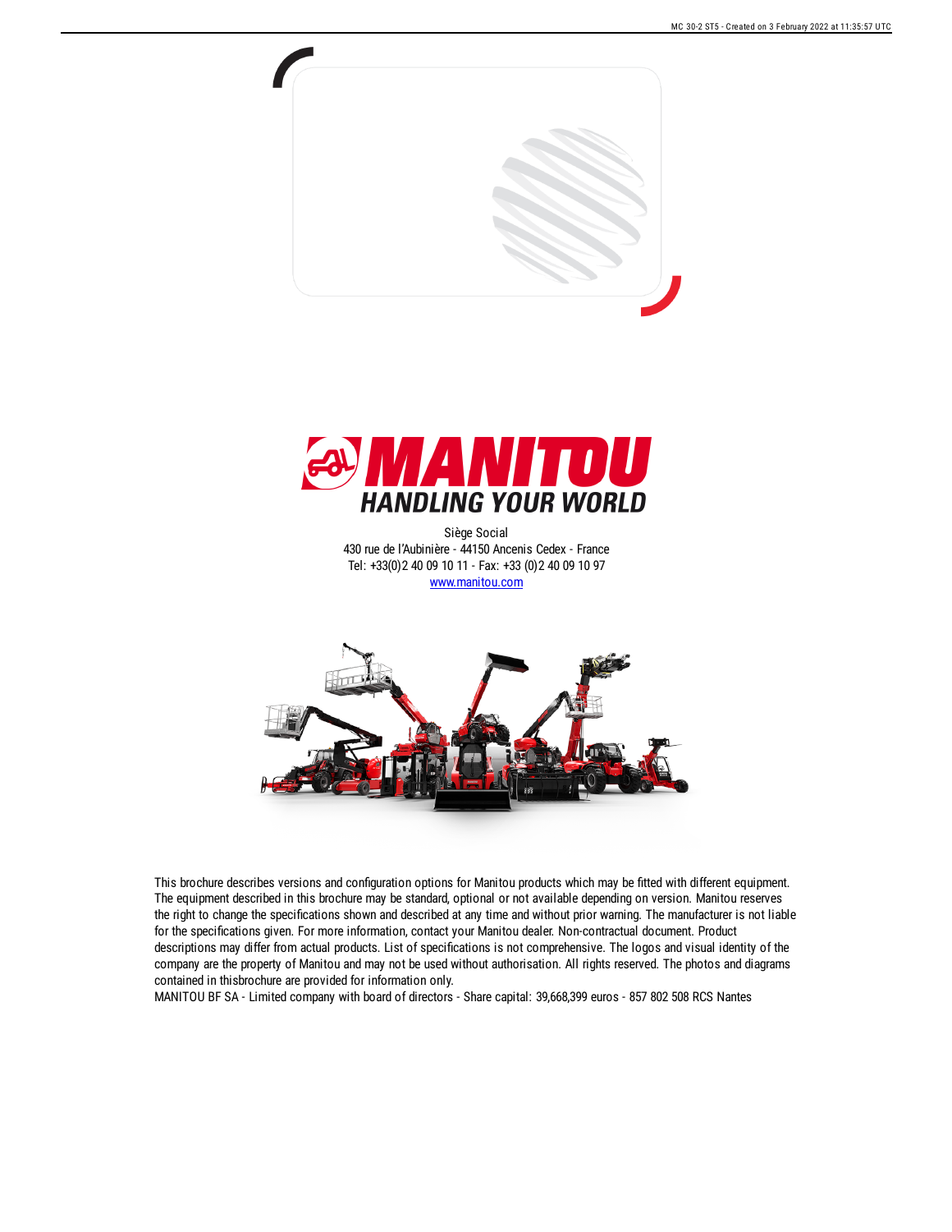MANITOU

HANDLING YOUR WORLD

Siège Social

430 rue de l'Aubinière - 44150 Ancenis Cedex - France

Tel: +33(0)2 40 09 10 11 - Fax: +33 (0)2 40 09 10 97

[www.manitou.com](http://www.manitou.com)

This brochure describes versions and configuration options for Manitou products which may be fitted with different equipment. The equipment described in this brochure may be standard, optional or not available depending on version. Manitou reserves the right to change the specifications shown and described at any time and without prior warning. The manufacturer is not liable for the specifications given. For more information, contact your Manitou dealer. Non-contractual document. Product descriptions may differ from actual products. List of specifications is not comprehensive. The logos and visual identity of the company are the property of Manitou and may not be used without authorisation. All rights reserved. The photos and diagrams contained in thisbrochure are provided for information only.

MANITOU BF SA - Limited company with board of directors - Share capital: 39,668,399 euros - 857 802 508 RCS Nantes